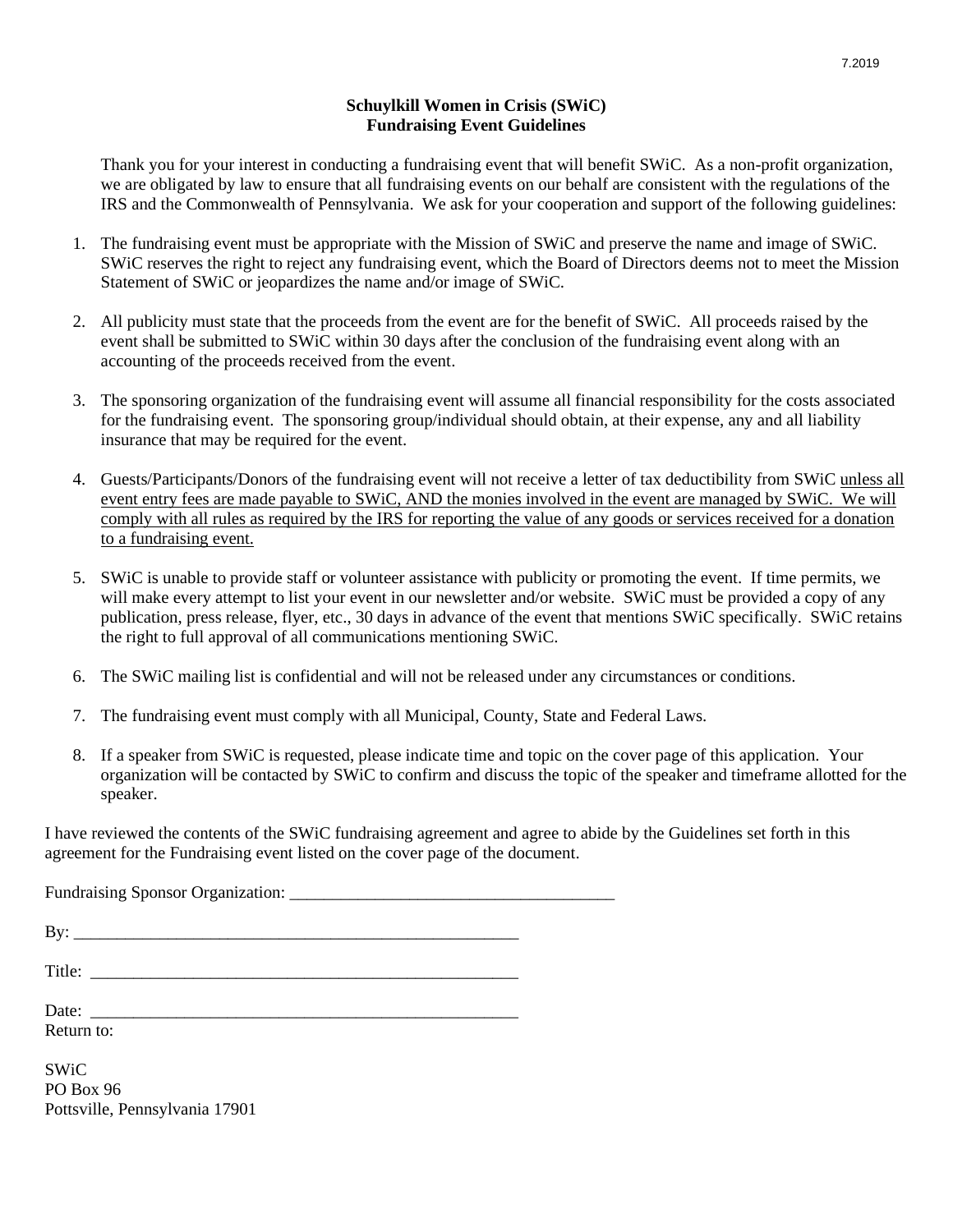7.2019

**Schuylkill Women in Crisis (SWiC)**
**Fundraising Event Guidelines**

Thank you for your interest in conducting a fundraising event that will benefit SWiC. As a non-profit organization, we are obligated by law to ensure that all fundraising events on our behalf are consistent with the regulations of the IRS and the Commonwealth of Pennsylvania. We ask for your cooperation and support of the following guidelines:

1. The fundraising event must be appropriate with the Mission of SWiC and preserve the name and image of SWiC. SWiC reserves the right to reject any fundraising event, which the Board of Directors deems not to meet the Mission Statement of SWiC or jeopardizes the name and/or image of SWiC.

2. All publicity must state that the proceeds from the event are for the benefit of SWiC. All proceeds raised by the event shall be submitted to SWiC within 30 days after the conclusion of the fundraising event along with an accounting of the proceeds received from the event.

3. The sponsoring organization of the fundraising event will assume all financial responsibility for the costs associated for the fundraising event. The sponsoring group/individual should obtain, at their expense, any and all liability insurance that may be required for the event.

4. Guests/Participants/Donors of the fundraising event will not receive a letter of tax deductibility from SWiC <u>unless all event entry fees are made payable to SWiC, AND the monies involved in the event are managed by SWiC. We will comply with all rules as required by the IRS for reporting the value of any goods or services received for a donation to a fundraising event.</u>

5. SWiC is unable to provide staff or volunteer assistance with publicity or promoting the event. If time permits, we will make every attempt to list your event in our newsletter and/or website. SWiC must be provided a copy of any publication, press release, flyer, etc., 30 days in advance of the event that mentions SWiC specifically. SWiC retains the right to full approval of all communications mentioning SWiC.

6. The SWiC mailing list is confidential and will not be released under any circumstances or conditions.

7. The fundraising event must comply with all Municipal, County, State and Federal Laws.

8. If a speaker from SWiC is requested, please indicate time and topic on the cover page of this application. Your organization will be contacted by SWiC to confirm and discuss the topic of the speaker and timeframe allotted for the speaker.

I have reviewed the contents of the SWiC fundraising agreement and agree to abide by the Guidelines set forth in this agreement for the Fundraising event listed on the cover page of the document.

Fundraising Sponsor Organization: ______________________________________

By: ______________________________________________________

Title: ____________________________________________________

Date: ____________________________________________________

Return to:

SWiC
PO Box 96
Pottsville, Pennsylvania 17901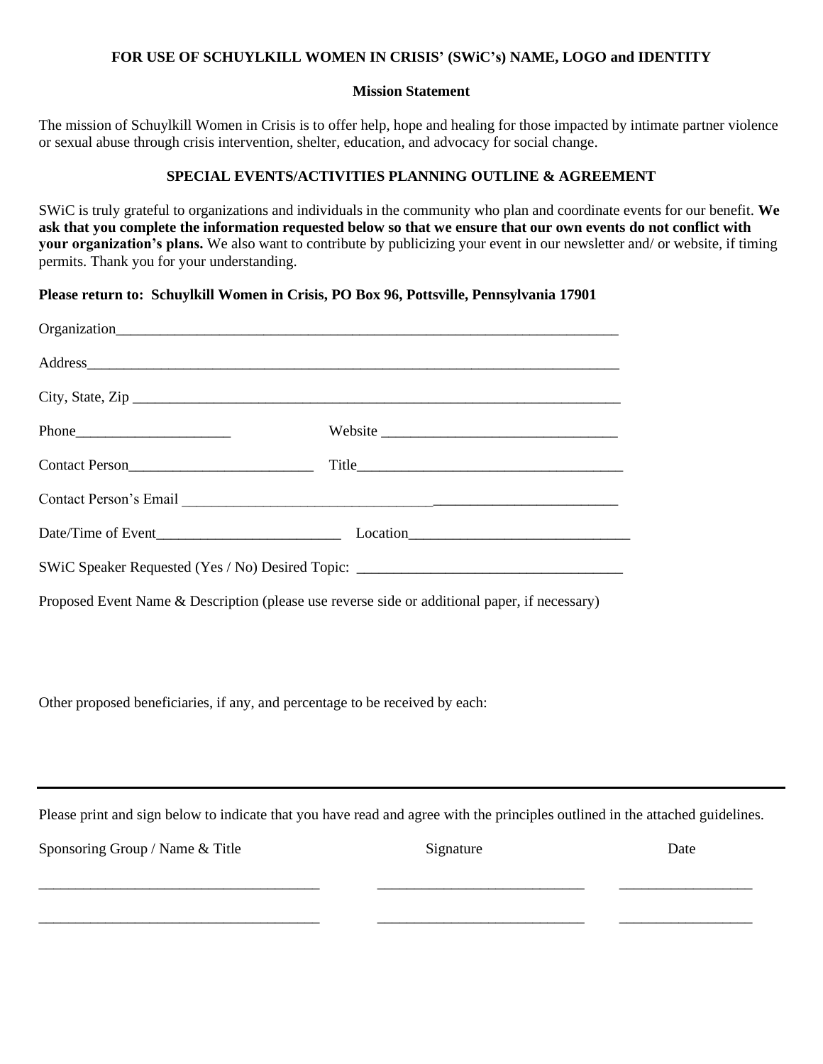**FOR USE OF SCHUYLKILL WOMEN IN CRISIS' (SWiC's) NAME, LOGO and IDENTITY**

**Mission Statement**

The mission of Schuylkill Women in Crisis is to offer help, hope and healing for those impacted by intimate partner violence or sexual abuse through crisis intervention, shelter, education, and advocacy for social change.

**SPECIAL EVENTS/ACTIVITIES PLANNING OUTLINE & AGREEMENT**

SWiC is truly grateful to organizations and individuals in the community who plan and coordinate events for our benefit. **We ask that you complete the information requested below so that we ensure that our own events do not conflict with your organization's plans.** We also want to contribute by publicizing your event in our newsletter and/ or website, if timing permits. Thank you for your understanding.

**Please return to: Schuylkill Women in Crisis, PO Box 96, Pottsville, Pennsylvania 17901**

Organization_______________________________________________________________________

Address___________________________________________________________________________

City, State, Zip _____________________________________________________________________

Phone_____________________ Website ________________________________

Contact Person_________________________ Title_____________________________________

Contact Person's Email __________________________________________________________

Date/Time of Event_________________________ Location______________________________

SWiC Speaker Requested (Yes / No) Desired Topic: ____________________________________

Proposed Event Name & Description (please use reverse side or additional paper, if necessary)

Other proposed beneficiaries, if any, and percentage to be received by each:

---

Please print and sign below to indicate that you have read and agree with the principles outlined in the attached guidelines.

| Sponsoring Group / Name & Title | Signature | Date |
| --- | --- | --- |
| ______________________________________ | ____________________________ | __________________ |
| ______________________________________ | ____________________________ | __________________ |